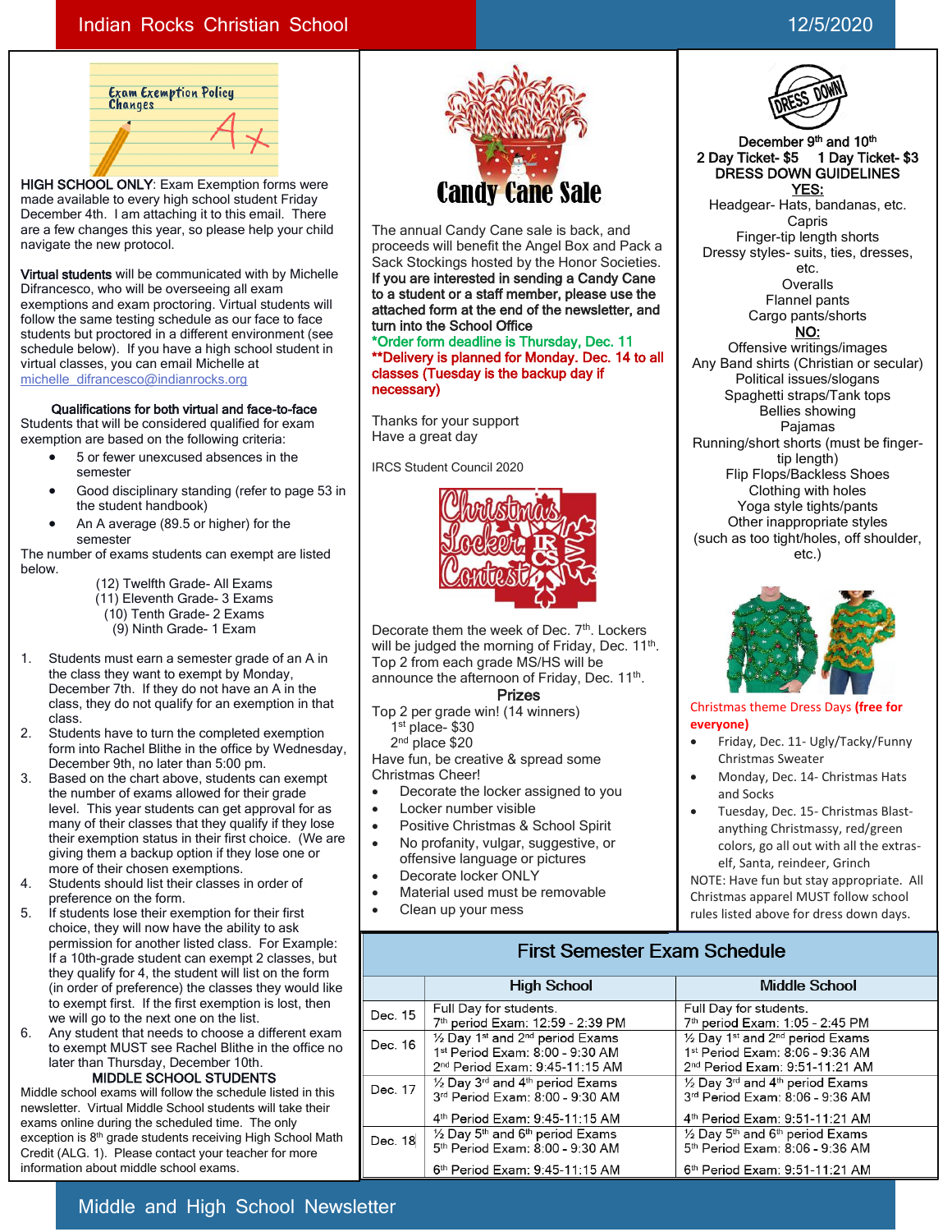# Indian Rocks Christian School

12/5/2020

## Exam Exemption Policy Changes

**HIGH SCHOOL ONLY**: Exam Exemption forms were made available to every high school student Friday December 4th. I am attaching it to this email. There are a few changes this year, so please help your child navigate the new protocol.

**Virtual students** will be communicated with by Michelle Difrancesco, who will be overseeing all exam exemptions and exam proctoring. Virtual students will follow the same testing schedule as our face to face students but proctored in a different environment (see schedule below). If you have a high school student in virtual classes, you can email Michelle at michelle_difrancesco@indianrocks.org

**Qualifications for both virtual and face-to-face**

Students that will be considered qualified for exam exemption are based on the following criteria:

- 5 or fewer unexcused absences in the semester
- Good disciplinary standing (refer to page 53 in the student handbook)
- An A average (89.5 or higher) for the semester

The number of exams students can exempt are listed below.

(12) Twelfth Grade- All Exams
(11) Eleventh Grade- 3 Exams
(10) Tenth Grade- 2 Exams
(9) Ninth Grade- 1 Exam

1. Students must earn a semester grade of an A in the class they want to exempt by Monday, December 7th. If they do not have an A in the class, they do not qualify for an exemption in that class.
2. Students have to turn the completed exemption form into Rachel Blithe in the office by Wednesday, December 9th, no later than 5:00 pm.
3. Based on the chart above, students can exempt the number of exams allowed for their grade level. This year students can get approval for as many of their classes that they qualify if they lose their exemption status in their first choice. (We are giving them a backup option if they lose one or more of their chosen exemptions.
4. Students should list their classes in order of preference on the form.
5. If students lose their exemption for their first choice, they will now have the ability to ask permission for another listed class. For Example: If a 10th-grade student can exempt 2 classes, but they qualify for 4, the student will list on the form (in order of preference) the classes they would like to exempt first. If the first exemption is lost, then we will go to the next one on the list.
6. Any student that needs to choose a different exam to exempt MUST see Rachel Blithe in the office no later than Thursday, December 10th.

**MIDDLE SCHOOL STUDENTS**

Middle school exams will follow the schedule listed in this newsletter. Virtual Middle School students will take their exams online during the scheduled time. The only exception is 8th grade students receiving High School Math Credit (ALG. 1). Please contact your teacher for more information about middle school exams.

## Candy Cane Sale

The annual Candy Cane sale is back, and proceeds will benefit the Angel Box and Pack a Sack Stockings hosted by the Honor Societies. **If you are interested in sending a Candy Cane to a student or a staff member, please use the attached form at the end of the newsletter, and turn into the School Office**

**\*Order form deadline is Thursday, Dec. 11**

**\*\*Delivery is planned for Monday. Dec. 14 to all classes (Tuesday is the backup day if necessary)**

Thanks for your support
Have a great day

IRCS Student Council 2020

## Christmas Locker Contest

Decorate them the week of Dec. 7th. Lockers will be judged the morning of Friday, Dec. 11th. Top 2 from each grade MS/HS will be announce the afternoon of Friday, Dec. 11th.

**Prizes**

Top 2 per grade win! (14 winners)
1st place- $30
2nd place $20

Have fun, be creative & spread some Christmas Cheer!

- Decorate the locker assigned to you
- Locker number visible
- Positive Christmas & School Spirit
- No profanity, vulgar, suggestive, or offensive language or pictures
- Decorate locker ONLY
- Material used must be removable
- Clean up your mess

## Dress Down

**December 9th and 10th**
**2 Day Ticket- $5 1 Day Ticket- $3**
**DRESS DOWN GUIDELINES**

**YES:**
Headgear- Hats, bandanas, etc.
Capris
Finger-tip length shorts
Dressy styles- suits, ties, dresses, etc.
Overalls
Flannel pants
Cargo pants/shorts

**NO:**
Offensive writings/images
Any Band shirts (Christian or secular)
Political issues/slogans
Spaghetti straps/Tank tops
Bellies showing
Pajamas
Running/short shorts (must be finger-tip length)
Flip Flops/Backless Shoes
Clothing with holes
Yoga style tights/pants
Other inappropriate styles
(such as too tight/holes, off shoulder, etc.)

Christmas theme Dress Days **(free for everyone)**

- Friday, Dec. 11- Ugly/Tacky/Funny Christmas Sweater
- Monday, Dec. 14- Christmas Hats and Socks
- Tuesday, Dec. 15- Christmas Blast- anything Christmassy, red/green colors, go all out with all the extras- elf, Santa, reindeer, Grinch

NOTE: Have fun but stay appropriate. All Christmas apparel MUST follow school rules listed above for dress down days.

## First Semester Exam Schedule

| | High School | Middle School |
|---|---|---|
| Dec. 15 | Full Day for students.<br>7th period Exam: 12:59 - 2:39 PM | Full Day for students.<br>7th period Exam: 1:05 - 2:45 PM |
| Dec. 16 | ½ Day 1st and 2nd period Exams<br>1st Period Exam: 8:00 - 9:30 AM<br>2nd Period Exam: 9:45-11:15 AM | ½ Day 1st and 2nd period Exams<br>1st Period Exam: 8:06 - 9:36 AM<br>2nd Period Exam: 9:51-11:21 AM |
| Dec. 17 | ½ Day 3rd and 4th period Exams<br>3rd Period Exam: 8:00 - 9:30 AM<br>4th Period Exam: 9:45-11:15 AM | ½ Day 3rd and 4th period Exams<br>3rd Period Exam: 8:06 - 9:36 AM<br>4th Period Exam: 9:51-11:21 AM |
| Dec. 18 | ½ Day 5th and 6th period Exams<br>5th Period Exam: 8:00 - 9:30 AM<br>6th Period Exam: 9:45-11:15 AM | ½ Day 5th and 6th period Exams<br>5th Period Exam: 8:06 - 9:36 AM<br>6th Period Exam: 9:51-11:21 AM |

Middle and High School Newsletter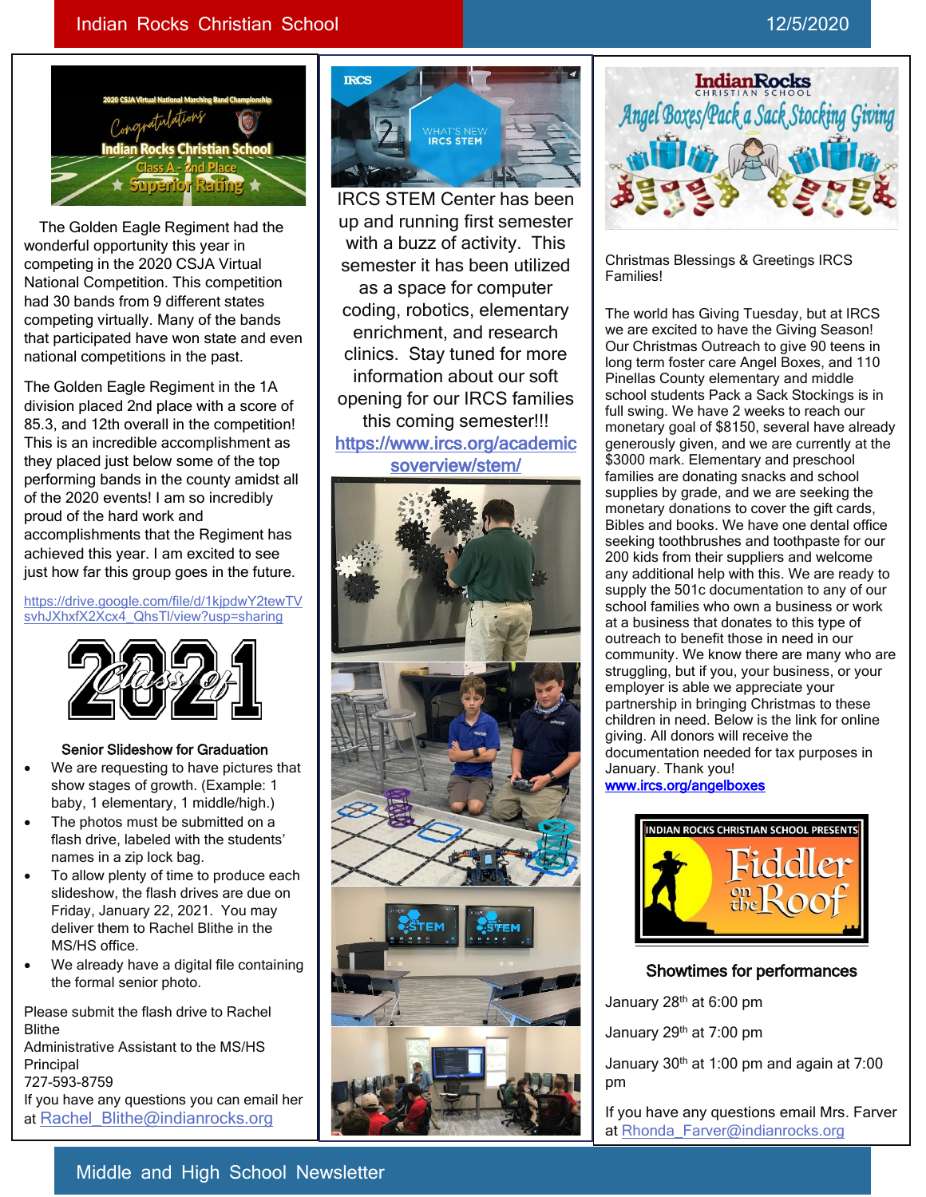The Golden Eagle Regiment had the wonderful opportunity this year in competing in the 2020 CSJA Virtual National Competition. This competition had 30 bands from 9 different states competing virtually. Many of the bands that participated have won state and even national competitions in the past.

The Golden Eagle Regiment in the 1A division placed 2nd place with a score of 85.3, and 12th overall in the competition! This is an incredible accomplishment as they placed just below some of the top performing bands in the county amidst all of the 2020 events! I am so incredibly proud of the hard work and accomplishments that the Regiment has achieved this year. I am excited to see just how far this group goes in the future.

https://drive.google.com/file/d/1kjpdwY2tewTVsvhJXhxfX2Xcx4_QhsTl/view?usp=sharing

### Senior Slideshow for Graduation

- We are requesting to have pictures that show stages of growth. (Example: 1 baby, 1 elementary, 1 middle/high.)
- The photos must be submitted on a flash drive, labeled with the students' names in a zip lock bag.
- To allow plenty of time to produce each slideshow, the flash drives are due on Friday, January 22, 2021. You may deliver them to Rachel Blithe in the MS/HS office.
- We already have a digital file containing the formal senior photo.

Please submit the flash drive to Rachel Blithe
Administrative Assistant to the MS/HS Principal
727-593-8759
If you have any questions you can email her at Rachel_Blithe@indianrocks.org

IRCS STEM Center has been up and running first semester with a buzz of activity. This semester it has been utilized as a space for computer coding, robotics, elementary enrichment, and research clinics. Stay tuned for more information about our soft opening for our IRCS families this coming semester!!!

https://www.ircs.org/academicsoverview/stem/

Christmas Blessings & Greetings IRCS Families!

The world has Giving Tuesday, but at IRCS we are excited to have the Giving Season! Our Christmas Outreach to give 90 teens in long term foster care Angel Boxes, and 110 Pinellas County elementary and middle school students Pack a Sack Stockings is in full swing. We have 2 weeks to reach our monetary goal of $8150, several have already generously given, and we are currently at the $3000 mark. Elementary and preschool families are donating snacks and school supplies by grade, and we are seeking the monetary donations to cover the gift cards, Bibles and books. We have one dental office seeking toothbrushes and toothpaste for our 200 kids from their suppliers and welcome any additional help with this. We are ready to supply the 501c documentation to any of our school families who own a business or work at a business that donates to this type of outreach to benefit those in need in our community. We know there are many who are struggling, but if you, your business, or your employer is able we appreciate your partnership in bringing Christmas to these children in need. Below is the link for online giving. All donors will receive the documentation needed for tax purposes in January. Thank you!

**www.ircs.org/angelboxes**

### Showtimes for performances

January 28th at 6:00 pm

January 29th at 7:00 pm

January 30th at 1:00 pm and again at 7:00 pm

If you have any questions email Mrs. Farver at Rhonda_Farver@indianrocks.org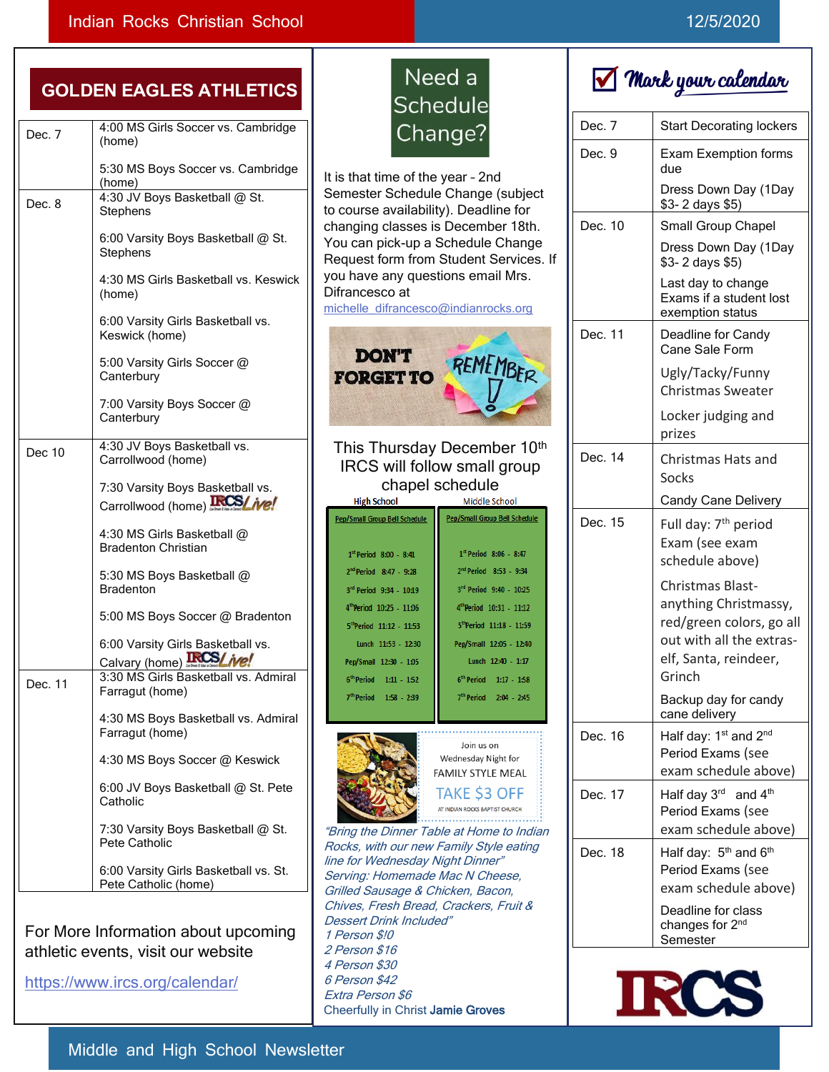Indian Rocks Christian School — 12/5/2020

## GOLDEN EAGLES ATHLETICS

| Date | Event |
|---|---|
| Dec. 7 | 4:00 MS Girls Soccer vs. Cambridge (home)<br><br>5:30 MS Boys Soccer vs. Cambridge (home) |
| Dec. 8 | 4:30 JV Boys Basketball @ St. Stephens<br><br>6:00 Varsity Boys Basketball @ St. Stephens<br><br>4:30 MS Girls Basketball vs. Keswick (home)<br><br>6:00 Varsity Girls Basketball vs. Keswick (home)<br><br>5:00 Varsity Girls Soccer @ Canterbury<br><br>7:00 Varsity Boys Soccer @ Canterbury |
| Dec 10 | 4:30 JV Boys Basketball vs. Carrollwood (home)<br><br>7:30 Varsity Boys Basketball vs. Carrollwood (home) IRCS Live!<br><br>4:30 MS Girls Basketball @ Bradenton Christian<br><br>5:30 MS Boys Basketball @ Bradenton<br><br>5:00 MS Boys Soccer @ Bradenton<br><br>6:00 Varsity Girls Basketball vs. Calvary (home) IRCS Live! |
| Dec. 11 | 3:30 MS Girls Basketball vs. Admiral Farragut (home)<br><br>4:30 MS Boys Basketball vs. Admiral Farragut (home)<br><br>4:30 MS Boys Soccer @ Keswick<br><br>6:00 JV Boys Basketball @ St. Pete Catholic<br><br>7:30 Varsity Boys Basketball @ St. Pete Catholic<br><br>6:00 Varsity Girls Basketball vs. St. Pete Catholic (home) |

For More Information about upcoming athletic events, visit our website

https://www.ircs.org/calendar/

## Need a Schedule Change?

It is that time of the year - 2nd Semester Schedule Change (subject to course availability). Deadline for changing classes is December 18th. You can pick-up a Schedule Change Request form from Student Services. If you have any questions email Mrs. Difrancesco at michelle_difrancesco@indianrocks.org

DON'T FORGET TO REMEMBER!

This Thursday December 10th IRCS will follow small group chapel schedule

| High School: Pep/Small Group Bell Schedule | | Middle School: Pep/Small Group Bell Schedule | |
|---|---|---|---|
| 1st Period | 8:00 - 8:41 | 1st Period | 8:06 - 8:47 |
| 2nd Period | 8:47 - 9:28 | 2nd Period | 8:53 - 9:34 |
| 3rd Period | 9:34 - 10:19 | 3rd Period | 9:40 - 10:25 |
| 4th Period | 10:25 - 11:06 | 4th Period | 10:31 - 11:12 |
| 5th Period | 11:12 - 11:53 | 5th Period | 11:18 - 11:59 |
| Lunch | 11:53 - 12:30 | Pep/Small | 12:05 - 12:40 |
| Pep/Small | 12:30 - 1:05 | Lunch | 12:40 - 1:17 |
| 6th Period | 1:11 - 1:52 | 6th Period | 1:17 - 1:58 |
| 7th Period | 1:58 - 2:39 | 7th Period | 2:04 - 2:45 |

Join us on Wednesday Night for FAMILY STYLE MEAL

TAKE $3 OFF

AT INDIAN ROCKS BAPTIST CHURCH

*"Bring the Dinner Table at Home to Indian Rocks, with our new Family Style eating line for Wednesday Night Dinner"*
*Serving: Homemade Mac N Cheese, Grilled Sausage & Chicken, Bacon, Chives, Fresh Bread, Crackers, Fruit & Dessert Drink Included"*
*1 Person $!0*
*2 Person $16*
*4 Person $30*
*6 Person $42*
*Extra Person $6*
Cheerfully in Christ **Jamie Groves**

## Mark your calendar

| Date | Event |
|---|---|
| Dec. 7 | Start Decorating lockers |
| Dec. 9 | Exam Exemption forms due<br><br>Dress Down Day (1Day $3- 2 days $5) |
| Dec. 10 | Small Group Chapel<br><br>Dress Down Day (1Day $3- 2 days $5)<br><br>Last day to change Exams if a student lost exemption status |
| Dec. 11 | Deadline for Candy Cane Sale Form<br><br>Ugly/Tacky/Funny Christmas Sweater<br><br>Locker judging and prizes |
| Dec. 14 | Christmas Hats and Socks<br><br>Candy Cane Delivery |
| Dec. 15 | Full day: 7th period Exam (see exam schedule above)<br><br>Christmas Blast- anything Christmassy, red/green colors, go all out with all the extras- elf, Santa, reindeer, Grinch<br><br>Backup day for candy cane delivery |
| Dec. 16 | Half day: 1st and 2nd Period Exams (see exam schedule above) |
| Dec. 17 | Half day 3rd and 4th Period Exams (see exam schedule above) |
| Dec. 18 | Half day: 5th and 6th Period Exams (see exam schedule above)<br><br>Deadline for class changes for 2nd Semester |

IRCS

Middle and High School Newsletter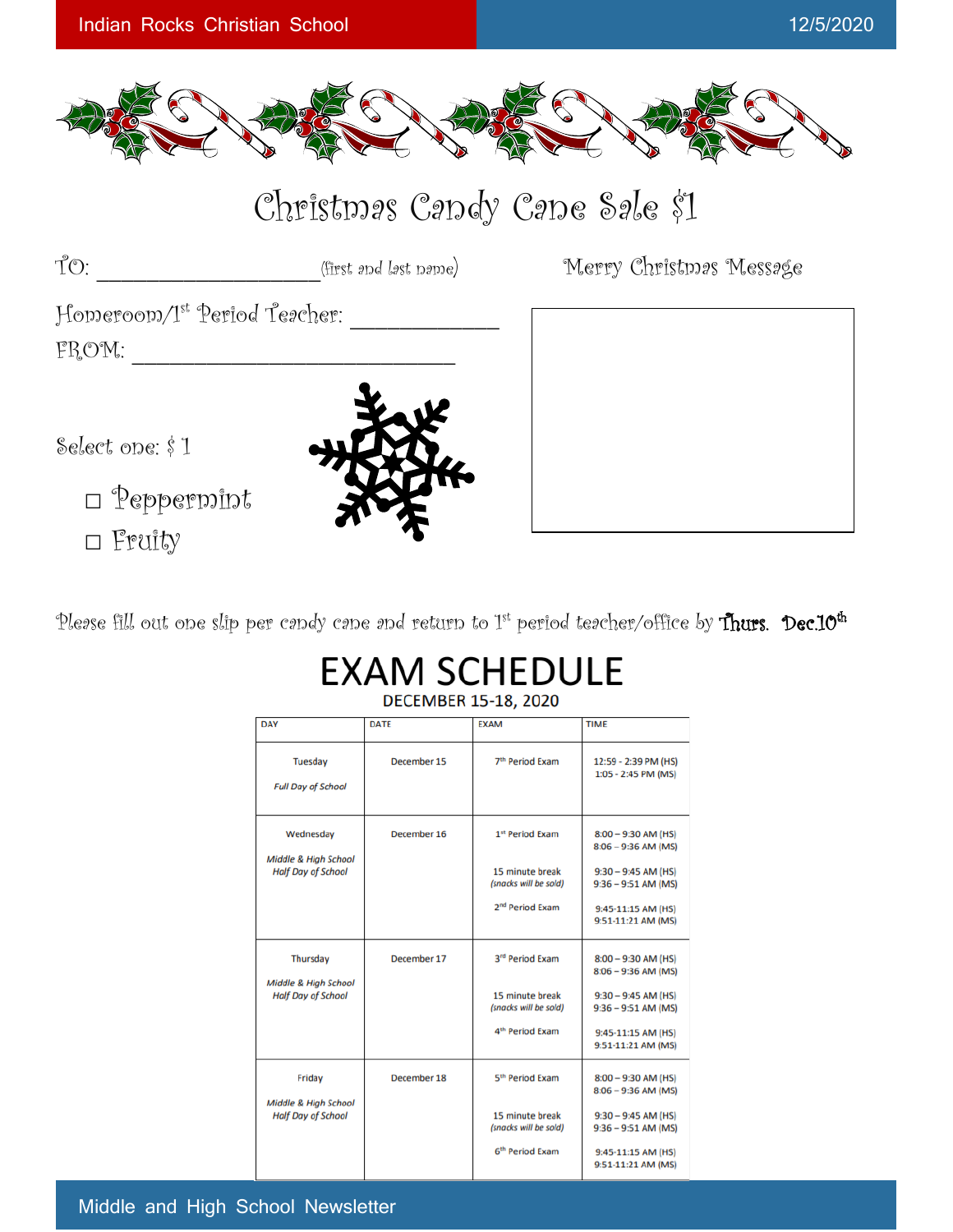# Christmas Candy Cane Sale $1

TO: ____________________(first and last name)

Homeroom/1st Period Teacher: ______________

FROM: ______________________________

Merry Christmas Message

Select one: $ 1

- ☐ Peppermint
- ☐ Fruity

Please fill out one slip per candy cane and return to 1st period teacher/office by **Thurs. Dec.10th**

# EXAM SCHEDULE

## DECEMBER 15-18, 2020

| DAY | DATE | EXAM | TIME |
|---|---|---|---|
| Tuesday<br>*Full Day of School* | December 15 | 7th Period Exam | 12:59 - 2:39 PM (HS)<br>1:05 - 2:45 PM (MS) |
| Wednesday<br>*Middle & High School Half Day of School* | December 16 | 1st Period Exam<br><br>15 minute break<br>*(snacks will be sold)*<br><br>2nd Period Exam | 8:00 – 9:30 AM (HS)<br>8:06 – 9:36 AM (MS)<br><br>9:30 – 9:45 AM (HS)<br>9:36 – 9:51 AM (MS)<br><br>9:45-11:15 AM (HS)<br>9:51-11:21 AM (MS) |
| Thursday<br>*Middle & High School Half Day of School* | December 17 | 3rd Period Exam<br><br>15 minute break<br>*(snacks will be sold)*<br><br>4th Period Exam | 8:00 – 9:30 AM (HS)<br>8:06 – 9:36 AM (MS)<br><br>9:30 – 9:45 AM (HS)<br>9:36 – 9:51 AM (MS)<br><br>9:45-11:15 AM (HS)<br>9:51-11:21 AM (MS) |
| Friday<br>*Middle & High School Half Day of School* | December 18 | 5th Period Exam<br><br>15 minute break<br>*(snacks will be sold)*<br><br>6th Period Exam | 8:00 – 9:30 AM (HS)<br>8:06 – 9:36 AM (MS)<br><br>9:30 – 9:45 AM (HS)<br>9:36 – 9:51 AM (MS)<br><br>9:45-11:15 AM (HS)<br>9:51-11:21 AM (MS) |